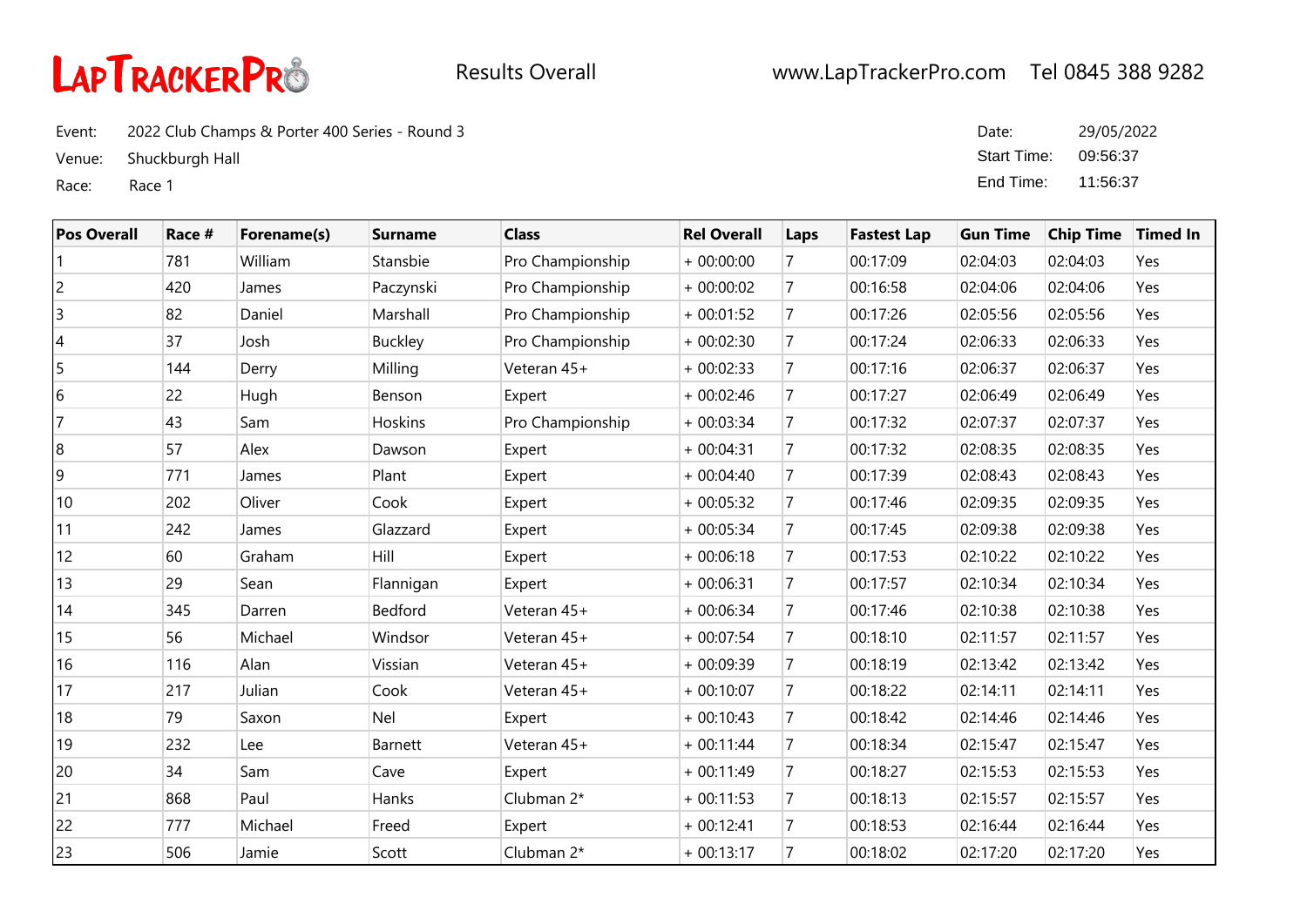LapTrackerPro | Results Overall | www.LapTrackerPro.com Tel 0845 388 9282

Event: 2022 Club Champs & Porter 400 Series - Round 3

Venue: Shuckburgh Hall

Race: Race 1

Date: 29/05/2022

Start Time: 09:56:37

End Time: 11:56:37

| Pos Overall | Race # | Forename(s) | Surname | Class | Rel Overall | Laps | Fastest Lap | Gun Time | Chip Time | Timed In |
|---|---|---|---|---|---|---|---|---|---|---|
| 1 | 781 | William | Stansbie | Pro Championship | + 00:00:00 | 7 | 00:17:09 | 02:04:03 | 02:04:03 | Yes |
| 2 | 420 | James | Paczynski | Pro Championship | + 00:00:02 | 7 | 00:16:58 | 02:04:06 | 02:04:06 | Yes |
| 3 | 82 | Daniel | Marshall | Pro Championship | + 00:01:52 | 7 | 00:17:26 | 02:05:56 | 02:05:56 | Yes |
| 4 | 37 | Josh | Buckley | Pro Championship | + 00:02:30 | 7 | 00:17:24 | 02:06:33 | 02:06:33 | Yes |
| 5 | 144 | Derry | Milling | Veteran 45+ | + 00:02:33 | 7 | 00:17:16 | 02:06:37 | 02:06:37 | Yes |
| 6 | 22 | Hugh | Benson | Expert | + 00:02:46 | 7 | 00:17:27 | 02:06:49 | 02:06:49 | Yes |
| 7 | 43 | Sam | Hoskins | Pro Championship | + 00:03:34 | 7 | 00:17:32 | 02:07:37 | 02:07:37 | Yes |
| 8 | 57 | Alex | Dawson | Expert | + 00:04:31 | 7 | 00:17:32 | 02:08:35 | 02:08:35 | Yes |
| 9 | 771 | James | Plant | Expert | + 00:04:40 | 7 | 00:17:39 | 02:08:43 | 02:08:43 | Yes |
| 10 | 202 | Oliver | Cook | Expert | + 00:05:32 | 7 | 00:17:46 | 02:09:35 | 02:09:35 | Yes |
| 11 | 242 | James | Glazzard | Expert | + 00:05:34 | 7 | 00:17:45 | 02:09:38 | 02:09:38 | Yes |
| 12 | 60 | Graham | Hill | Expert | + 00:06:18 | 7 | 00:17:53 | 02:10:22 | 02:10:22 | Yes |
| 13 | 29 | Sean | Flannigan | Expert | + 00:06:31 | 7 | 00:17:57 | 02:10:34 | 02:10:34 | Yes |
| 14 | 345 | Darren | Bedford | Veteran 45+ | + 00:06:34 | 7 | 00:17:46 | 02:10:38 | 02:10:38 | Yes |
| 15 | 56 | Michael | Windsor | Veteran 45+ | + 00:07:54 | 7 | 00:18:10 | 02:11:57 | 02:11:57 | Yes |
| 16 | 116 | Alan | Vissian | Veteran 45+ | + 00:09:39 | 7 | 00:18:19 | 02:13:42 | 02:13:42 | Yes |
| 17 | 217 | Julian | Cook | Veteran 45+ | + 00:10:07 | 7 | 00:18:22 | 02:14:11 | 02:14:11 | Yes |
| 18 | 79 | Saxon | Nel | Expert | + 00:10:43 | 7 | 00:18:42 | 02:14:46 | 02:14:46 | Yes |
| 19 | 232 | Lee | Barnett | Veteran 45+ | + 00:11:44 | 7 | 00:18:34 | 02:15:47 | 02:15:47 | Yes |
| 20 | 34 | Sam | Cave | Expert | + 00:11:49 | 7 | 00:18:27 | 02:15:53 | 02:15:53 | Yes |
| 21 | 868 | Paul | Hanks | Clubman 2* | + 00:11:53 | 7 | 00:18:13 | 02:15:57 | 02:15:57 | Yes |
| 22 | 777 | Michael | Freed | Expert | + 00:12:41 | 7 | 00:18:53 | 02:16:44 | 02:16:44 | Yes |
| 23 | 506 | Jamie | Scott | Clubman 2* | + 00:13:17 | 7 | 00:18:02 | 02:17:20 | 02:17:20 | Yes |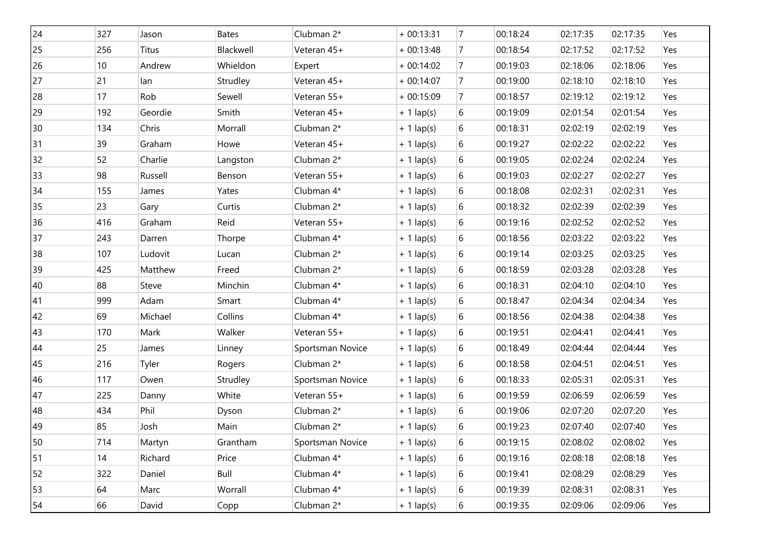| 24 | 327 | Jason | Bates | Clubman 2* | + 00:13:31 | 7 | 00:18:24 | 02:17:35 | 02:17:35 | Yes |
|---|---|---|---|---|---|---|---|---|---|---|
| 25 | 256 | Titus | Blackwell | Veteran 45+ | + 00:13:48 | 7 | 00:18:54 | 02:17:52 | 02:17:52 | Yes |
| 26 | 10 | Andrew | Whieldon | Expert | + 00:14:02 | 7 | 00:19:03 | 02:18:06 | 02:18:06 | Yes |
| 27 | 21 | Ian | Strudley | Veteran 45+ | + 00:14:07 | 7 | 00:19:00 | 02:18:10 | 02:18:10 | Yes |
| 28 | 17 | Rob | Sewell | Veteran 55+ | + 00:15:09 | 7 | 00:18:57 | 02:19:12 | 02:19:12 | Yes |
| 29 | 192 | Geordie | Smith | Veteran 45+ | + 1 lap(s) | 6 | 00:19:09 | 02:01:54 | 02:01:54 | Yes |
| 30 | 134 | Chris | Morrall | Clubman 2* | + 1 lap(s) | 6 | 00:18:31 | 02:02:19 | 02:02:19 | Yes |
| 31 | 39 | Graham | Howe | Veteran 45+ | + 1 lap(s) | 6 | 00:19:27 | 02:02:22 | 02:02:22 | Yes |
| 32 | 52 | Charlie | Langston | Clubman 2* | + 1 lap(s) | 6 | 00:19:05 | 02:02:24 | 02:02:24 | Yes |
| 33 | 98 | Russell | Benson | Veteran 55+ | + 1 lap(s) | 6 | 00:19:03 | 02:02:27 | 02:02:27 | Yes |
| 34 | 155 | James | Yates | Clubman 4* | + 1 lap(s) | 6 | 00:18:08 | 02:02:31 | 02:02:31 | Yes |
| 35 | 23 | Gary | Curtis | Clubman 2* | + 1 lap(s) | 6 | 00:18:32 | 02:02:39 | 02:02:39 | Yes |
| 36 | 416 | Graham | Reid | Veteran 55+ | + 1 lap(s) | 6 | 00:19:16 | 02:02:52 | 02:02:52 | Yes |
| 37 | 243 | Darren | Thorpe | Clubman 4* | + 1 lap(s) | 6 | 00:18:56 | 02:03:22 | 02:03:22 | Yes |
| 38 | 107 | Ludovit | Lucan | Clubman 2* | + 1 lap(s) | 6 | 00:19:14 | 02:03:25 | 02:03:25 | Yes |
| 39 | 425 | Matthew | Freed | Clubman 2* | + 1 lap(s) | 6 | 00:18:59 | 02:03:28 | 02:03:28 | Yes |
| 40 | 88 | Steve | Minchin | Clubman 4* | + 1 lap(s) | 6 | 00:18:31 | 02:04:10 | 02:04:10 | Yes |
| 41 | 999 | Adam | Smart | Clubman 4* | + 1 lap(s) | 6 | 00:18:47 | 02:04:34 | 02:04:34 | Yes |
| 42 | 69 | Michael | Collins | Clubman 4* | + 1 lap(s) | 6 | 00:18:56 | 02:04:38 | 02:04:38 | Yes |
| 43 | 170 | Mark | Walker | Veteran 55+ | + 1 lap(s) | 6 | 00:19:51 | 02:04:41 | 02:04:41 | Yes |
| 44 | 25 | James | Linney | Sportsman Novice | + 1 lap(s) | 6 | 00:18:49 | 02:04:44 | 02:04:44 | Yes |
| 45 | 216 | Tyler | Rogers | Clubman 2* | + 1 lap(s) | 6 | 00:18:58 | 02:04:51 | 02:04:51 | Yes |
| 46 | 117 | Owen | Strudley | Sportsman Novice | + 1 lap(s) | 6 | 00:18:33 | 02:05:31 | 02:05:31 | Yes |
| 47 | 225 | Danny | White | Veteran 55+ | + 1 lap(s) | 6 | 00:19:59 | 02:06:59 | 02:06:59 | Yes |
| 48 | 434 | Phil | Dyson | Clubman 2* | + 1 lap(s) | 6 | 00:19:06 | 02:07:20 | 02:07:20 | Yes |
| 49 | 85 | Josh | Main | Clubman 2* | + 1 lap(s) | 6 | 00:19:23 | 02:07:40 | 02:07:40 | Yes |
| 50 | 714 | Martyn | Grantham | Sportsman Novice | + 1 lap(s) | 6 | 00:19:15 | 02:08:02 | 02:08:02 | Yes |
| 51 | 14 | Richard | Price | Clubman 4* | + 1 lap(s) | 6 | 00:19:16 | 02:08:18 | 02:08:18 | Yes |
| 52 | 322 | Daniel | Bull | Clubman 4* | + 1 lap(s) | 6 | 00:19:41 | 02:08:29 | 02:08:29 | Yes |
| 53 | 64 | Marc | Worrall | Clubman 4* | + 1 lap(s) | 6 | 00:19:39 | 02:08:31 | 02:08:31 | Yes |
| 54 | 66 | David | Copp | Clubman 2* | + 1 lap(s) | 6 | 00:19:35 | 02:09:06 | 02:09:06 | Yes |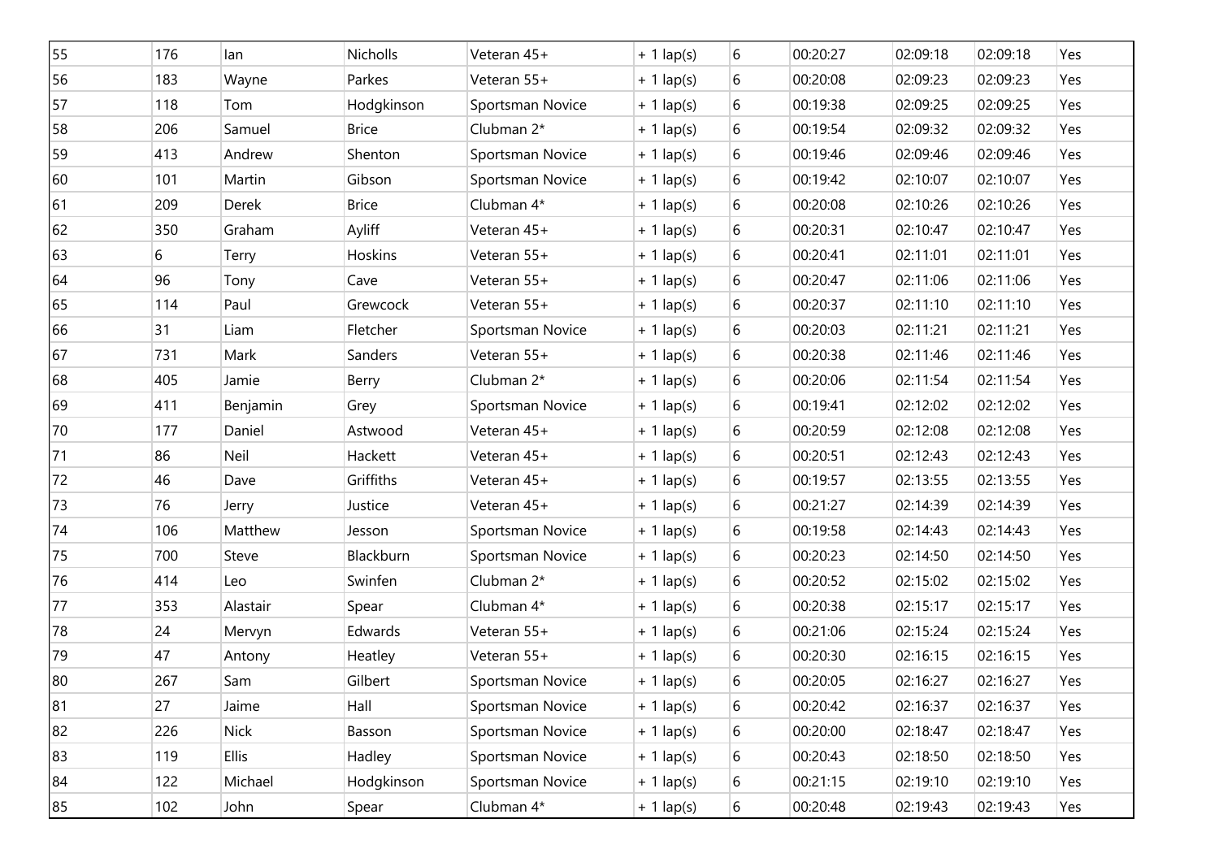| | | | | | | | | | | |
|---|---|---|---|---|---|---|---|---|---|---|
| 55 | 176 | Ian | Nicholls | Veteran 45+ | + 1 lap(s) | 6 | 00:20:27 | 02:09:18 | 02:09:18 | Yes |
| 56 | 183 | Wayne | Parkes | Veteran 55+ | + 1 lap(s) | 6 | 00:20:08 | 02:09:23 | 02:09:23 | Yes |
| 57 | 118 | Tom | Hodgkinson | Sportsman Novice | + 1 lap(s) | 6 | 00:19:38 | 02:09:25 | 02:09:25 | Yes |
| 58 | 206 | Samuel | Brice | Clubman 2* | + 1 lap(s) | 6 | 00:19:54 | 02:09:32 | 02:09:32 | Yes |
| 59 | 413 | Andrew | Shenton | Sportsman Novice | + 1 lap(s) | 6 | 00:19:46 | 02:09:46 | 02:09:46 | Yes |
| 60 | 101 | Martin | Gibson | Sportsman Novice | + 1 lap(s) | 6 | 00:19:42 | 02:10:07 | 02:10:07 | Yes |
| 61 | 209 | Derek | Brice | Clubman 4* | + 1 lap(s) | 6 | 00:20:08 | 02:10:26 | 02:10:26 | Yes |
| 62 | 350 | Graham | Ayliff | Veteran 45+ | + 1 lap(s) | 6 | 00:20:31 | 02:10:47 | 02:10:47 | Yes |
| 63 | 6 | Terry | Hoskins | Veteran 55+ | + 1 lap(s) | 6 | 00:20:41 | 02:11:01 | 02:11:01 | Yes |
| 64 | 96 | Tony | Cave | Veteran 55+ | + 1 lap(s) | 6 | 00:20:47 | 02:11:06 | 02:11:06 | Yes |
| 65 | 114 | Paul | Grewcock | Veteran 55+ | + 1 lap(s) | 6 | 00:20:37 | 02:11:10 | 02:11:10 | Yes |
| 66 | 31 | Liam | Fletcher | Sportsman Novice | + 1 lap(s) | 6 | 00:20:03 | 02:11:21 | 02:11:21 | Yes |
| 67 | 731 | Mark | Sanders | Veteran 55+ | + 1 lap(s) | 6 | 00:20:38 | 02:11:46 | 02:11:46 | Yes |
| 68 | 405 | Jamie | Berry | Clubman 2* | + 1 lap(s) | 6 | 00:20:06 | 02:11:54 | 02:11:54 | Yes |
| 69 | 411 | Benjamin | Grey | Sportsman Novice | + 1 lap(s) | 6 | 00:19:41 | 02:12:02 | 02:12:02 | Yes |
| 70 | 177 | Daniel | Astwood | Veteran 45+ | + 1 lap(s) | 6 | 00:20:59 | 02:12:08 | 02:12:08 | Yes |
| 71 | 86 | Neil | Hackett | Veteran 45+ | + 1 lap(s) | 6 | 00:20:51 | 02:12:43 | 02:12:43 | Yes |
| 72 | 46 | Dave | Griffiths | Veteran 45+ | + 1 lap(s) | 6 | 00:19:57 | 02:13:55 | 02:13:55 | Yes |
| 73 | 76 | Jerry | Justice | Veteran 45+ | + 1 lap(s) | 6 | 00:21:27 | 02:14:39 | 02:14:39 | Yes |
| 74 | 106 | Matthew | Jesson | Sportsman Novice | + 1 lap(s) | 6 | 00:19:58 | 02:14:43 | 02:14:43 | Yes |
| 75 | 700 | Steve | Blackburn | Sportsman Novice | + 1 lap(s) | 6 | 00:20:23 | 02:14:50 | 02:14:50 | Yes |
| 76 | 414 | Leo | Swinfen | Clubman 2* | + 1 lap(s) | 6 | 00:20:52 | 02:15:02 | 02:15:02 | Yes |
| 77 | 353 | Alastair | Spear | Clubman 4* | + 1 lap(s) | 6 | 00:20:38 | 02:15:17 | 02:15:17 | Yes |
| 78 | 24 | Mervyn | Edwards | Veteran 55+ | + 1 lap(s) | 6 | 00:21:06 | 02:15:24 | 02:15:24 | Yes |
| 79 | 47 | Antony | Heatley | Veteran 55+ | + 1 lap(s) | 6 | 00:20:30 | 02:16:15 | 02:16:15 | Yes |
| 80 | 267 | Sam | Gilbert | Sportsman Novice | + 1 lap(s) | 6 | 00:20:05 | 02:16:27 | 02:16:27 | Yes |
| 81 | 27 | Jaime | Hall | Sportsman Novice | + 1 lap(s) | 6 | 00:20:42 | 02:16:37 | 02:16:37 | Yes |
| 82 | 226 | Nick | Basson | Sportsman Novice | + 1 lap(s) | 6 | 00:20:00 | 02:18:47 | 02:18:47 | Yes |
| 83 | 119 | Ellis | Hadley | Sportsman Novice | + 1 lap(s) | 6 | 00:20:43 | 02:18:50 | 02:18:50 | Yes |
| 84 | 122 | Michael | Hodgkinson | Sportsman Novice | + 1 lap(s) | 6 | 00:21:15 | 02:19:10 | 02:19:10 | Yes |
| 85 | 102 | John | Spear | Clubman 4* | + 1 lap(s) | 6 | 00:20:48 | 02:19:43 | 02:19:43 | Yes |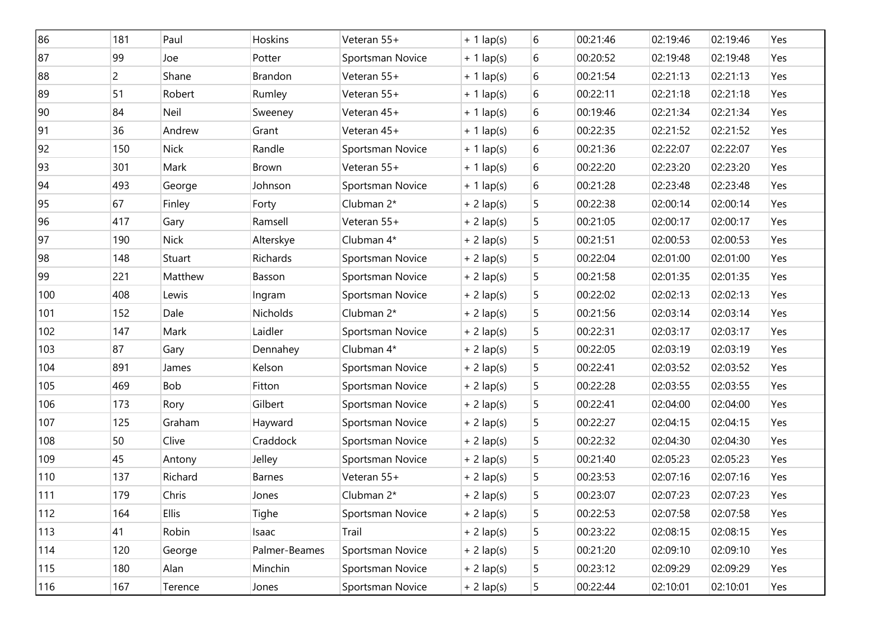| | | | | | | | | | | |
|---|---|---|---|---|---|---|---|---|---|---|
| 86 | 181 | Paul | Hoskins | Veteran 55+ | + 1 lap(s) | 6 | 00:21:46 | 02:19:46 | 02:19:46 | Yes |
| 87 | 99 | Joe | Potter | Sportsman Novice | + 1 lap(s) | 6 | 00:20:52 | 02:19:48 | 02:19:48 | Yes |
| 88 | 2 | Shane | Brandon | Veteran 55+ | + 1 lap(s) | 6 | 00:21:54 | 02:21:13 | 02:21:13 | Yes |
| 89 | 51 | Robert | Rumley | Veteran 55+ | + 1 lap(s) | 6 | 00:22:11 | 02:21:18 | 02:21:18 | Yes |
| 90 | 84 | Neil | Sweeney | Veteran 45+ | + 1 lap(s) | 6 | 00:19:46 | 02:21:34 | 02:21:34 | Yes |
| 91 | 36 | Andrew | Grant | Veteran 45+ | + 1 lap(s) | 6 | 00:22:35 | 02:21:52 | 02:21:52 | Yes |
| 92 | 150 | Nick | Randle | Sportsman Novice | + 1 lap(s) | 6 | 00:21:36 | 02:22:07 | 02:22:07 | Yes |
| 93 | 301 | Mark | Brown | Veteran 55+ | + 1 lap(s) | 6 | 00:22:20 | 02:23:20 | 02:23:20 | Yes |
| 94 | 493 | George | Johnson | Sportsman Novice | + 1 lap(s) | 6 | 00:21:28 | 02:23:48 | 02:23:48 | Yes |
| 95 | 67 | Finley | Forty | Clubman 2* | + 2 lap(s) | 5 | 00:22:38 | 02:00:14 | 02:00:14 | Yes |
| 96 | 417 | Gary | Ramsell | Veteran 55+ | + 2 lap(s) | 5 | 00:21:05 | 02:00:17 | 02:00:17 | Yes |
| 97 | 190 | Nick | Alterskye | Clubman 4* | + 2 lap(s) | 5 | 00:21:51 | 02:00:53 | 02:00:53 | Yes |
| 98 | 148 | Stuart | Richards | Sportsman Novice | + 2 lap(s) | 5 | 00:22:04 | 02:01:00 | 02:01:00 | Yes |
| 99 | 221 | Matthew | Basson | Sportsman Novice | + 2 lap(s) | 5 | 00:21:58 | 02:01:35 | 02:01:35 | Yes |
| 100 | 408 | Lewis | Ingram | Sportsman Novice | + 2 lap(s) | 5 | 00:22:02 | 02:02:13 | 02:02:13 | Yes |
| 101 | 152 | Dale | Nicholds | Clubman 2* | + 2 lap(s) | 5 | 00:21:56 | 02:03:14 | 02:03:14 | Yes |
| 102 | 147 | Mark | Laidler | Sportsman Novice | + 2 lap(s) | 5 | 00:22:31 | 02:03:17 | 02:03:17 | Yes |
| 103 | 87 | Gary | Dennahey | Clubman 4* | + 2 lap(s) | 5 | 00:22:05 | 02:03:19 | 02:03:19 | Yes |
| 104 | 891 | James | Kelson | Sportsman Novice | + 2 lap(s) | 5 | 00:22:41 | 02:03:52 | 02:03:52 | Yes |
| 105 | 469 | Bob | Fitton | Sportsman Novice | + 2 lap(s) | 5 | 00:22:28 | 02:03:55 | 02:03:55 | Yes |
| 106 | 173 | Rory | Gilbert | Sportsman Novice | + 2 lap(s) | 5 | 00:22:41 | 02:04:00 | 02:04:00 | Yes |
| 107 | 125 | Graham | Hayward | Sportsman Novice | + 2 lap(s) | 5 | 00:22:27 | 02:04:15 | 02:04:15 | Yes |
| 108 | 50 | Clive | Craddock | Sportsman Novice | + 2 lap(s) | 5 | 00:22:32 | 02:04:30 | 02:04:30 | Yes |
| 109 | 45 | Antony | Jelley | Sportsman Novice | + 2 lap(s) | 5 | 00:21:40 | 02:05:23 | 02:05:23 | Yes |
| 110 | 137 | Richard | Barnes | Veteran 55+ | + 2 lap(s) | 5 | 00:23:53 | 02:07:16 | 02:07:16 | Yes |
| 111 | 179 | Chris | Jones | Clubman 2* | + 2 lap(s) | 5 | 00:23:07 | 02:07:23 | 02:07:23 | Yes |
| 112 | 164 | Ellis | Tighe | Sportsman Novice | + 2 lap(s) | 5 | 00:22:53 | 02:07:58 | 02:07:58 | Yes |
| 113 | 41 | Robin | Isaac | Trail | + 2 lap(s) | 5 | 00:23:22 | 02:08:15 | 02:08:15 | Yes |
| 114 | 120 | George | Palmer-Beames | Sportsman Novice | + 2 lap(s) | 5 | 00:21:20 | 02:09:10 | 02:09:10 | Yes |
| 115 | 180 | Alan | Minchin | Sportsman Novice | + 2 lap(s) | 5 | 00:23:12 | 02:09:29 | 02:09:29 | Yes |
| 116 | 167 | Terence | Jones | Sportsman Novice | + 2 lap(s) | 5 | 00:22:44 | 02:10:01 | 02:10:01 | Yes |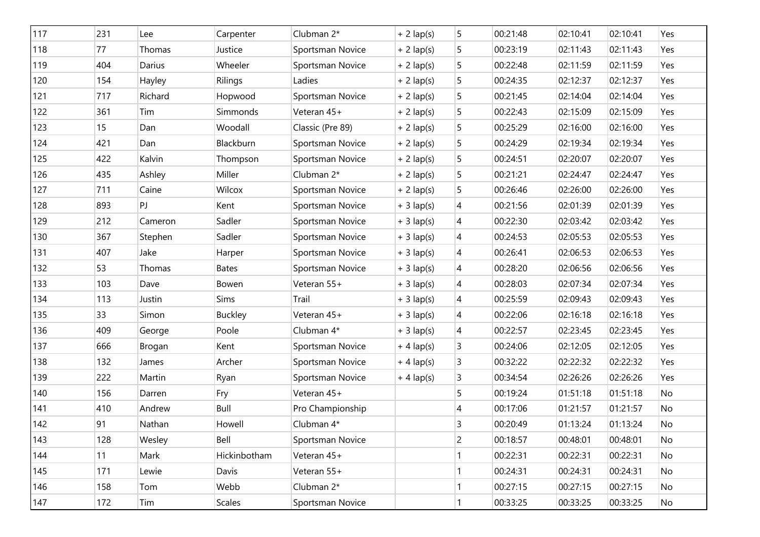| | | | | | | | | | | |
|---|---|---|---|---|---|---|---|---|---|---|
| 117 | 231 | Lee | Carpenter | Clubman 2* | + 2 lap(s) | 5 | 00:21:48 | 02:10:41 | 02:10:41 | Yes |
| 118 | 77 | Thomas | Justice | Sportsman Novice | + 2 lap(s) | 5 | 00:23:19 | 02:11:43 | 02:11:43 | Yes |
| 119 | 404 | Darius | Wheeler | Sportsman Novice | + 2 lap(s) | 5 | 00:22:48 | 02:11:59 | 02:11:59 | Yes |
| 120 | 154 | Hayley | Rilings | Ladies | + 2 lap(s) | 5 | 00:24:35 | 02:12:37 | 02:12:37 | Yes |
| 121 | 717 | Richard | Hopwood | Sportsman Novice | + 2 lap(s) | 5 | 00:21:45 | 02:14:04 | 02:14:04 | Yes |
| 122 | 361 | Tim | Simmonds | Veteran 45+ | + 2 lap(s) | 5 | 00:22:43 | 02:15:09 | 02:15:09 | Yes |
| 123 | 15 | Dan | Woodall | Classic (Pre 89) | + 2 lap(s) | 5 | 00:25:29 | 02:16:00 | 02:16:00 | Yes |
| 124 | 421 | Dan | Blackburn | Sportsman Novice | + 2 lap(s) | 5 | 00:24:29 | 02:19:34 | 02:19:34 | Yes |
| 125 | 422 | Kalvin | Thompson | Sportsman Novice | + 2 lap(s) | 5 | 00:24:51 | 02:20:07 | 02:20:07 | Yes |
| 126 | 435 | Ashley | Miller | Clubman 2* | + 2 lap(s) | 5 | 00:21:21 | 02:24:47 | 02:24:47 | Yes |
| 127 | 711 | Caine | Wilcox | Sportsman Novice | + 2 lap(s) | 5 | 00:26:46 | 02:26:00 | 02:26:00 | Yes |
| 128 | 893 | PJ | Kent | Sportsman Novice | + 3 lap(s) | 4 | 00:21:56 | 02:01:39 | 02:01:39 | Yes |
| 129 | 212 | Cameron | Sadler | Sportsman Novice | + 3 lap(s) | 4 | 00:22:30 | 02:03:42 | 02:03:42 | Yes |
| 130 | 367 | Stephen | Sadler | Sportsman Novice | + 3 lap(s) | 4 | 00:24:53 | 02:05:53 | 02:05:53 | Yes |
| 131 | 407 | Jake | Harper | Sportsman Novice | + 3 lap(s) | 4 | 00:26:41 | 02:06:53 | 02:06:53 | Yes |
| 132 | 53 | Thomas | Bates | Sportsman Novice | + 3 lap(s) | 4 | 00:28:20 | 02:06:56 | 02:06:56 | Yes |
| 133 | 103 | Dave | Bowen | Veteran 55+ | + 3 lap(s) | 4 | 00:28:03 | 02:07:34 | 02:07:34 | Yes |
| 134 | 113 | Justin | Sims | Trail | + 3 lap(s) | 4 | 00:25:59 | 02:09:43 | 02:09:43 | Yes |
| 135 | 33 | Simon | Buckley | Veteran 45+ | + 3 lap(s) | 4 | 00:22:06 | 02:16:18 | 02:16:18 | Yes |
| 136 | 409 | George | Poole | Clubman 4* | + 3 lap(s) | 4 | 00:22:57 | 02:23:45 | 02:23:45 | Yes |
| 137 | 666 | Brogan | Kent | Sportsman Novice | + 4 lap(s) | 3 | 00:24:06 | 02:12:05 | 02:12:05 | Yes |
| 138 | 132 | James | Archer | Sportsman Novice | + 4 lap(s) | 3 | 00:32:22 | 02:22:32 | 02:22:32 | Yes |
| 139 | 222 | Martin | Ryan | Sportsman Novice | + 4 lap(s) | 3 | 00:34:54 | 02:26:26 | 02:26:26 | Yes |
| 140 | 156 | Darren | Fry | Veteran 45+ | | 5 | 00:19:24 | 01:51:18 | 01:51:18 | No |
| 141 | 410 | Andrew | Bull | Pro Championship | | 4 | 00:17:06 | 01:21:57 | 01:21:57 | No |
| 142 | 91 | Nathan | Howell | Clubman 4* | | 3 | 00:20:49 | 01:13:24 | 01:13:24 | No |
| 143 | 128 | Wesley | Bell | Sportsman Novice | | 2 | 00:18:57 | 00:48:01 | 00:48:01 | No |
| 144 | 11 | Mark | Hickinbotham | Veteran 45+ | | 1 | 00:22:31 | 00:22:31 | 00:22:31 | No |
| 145 | 171 | Lewie | Davis | Veteran 55+ | | 1 | 00:24:31 | 00:24:31 | 00:24:31 | No |
| 146 | 158 | Tom | Webb | Clubman 2* | | 1 | 00:27:15 | 00:27:15 | 00:27:15 | No |
| 147 | 172 | Tim | Scales | Sportsman Novice | | 1 | 00:33:25 | 00:33:25 | 00:33:25 | No |